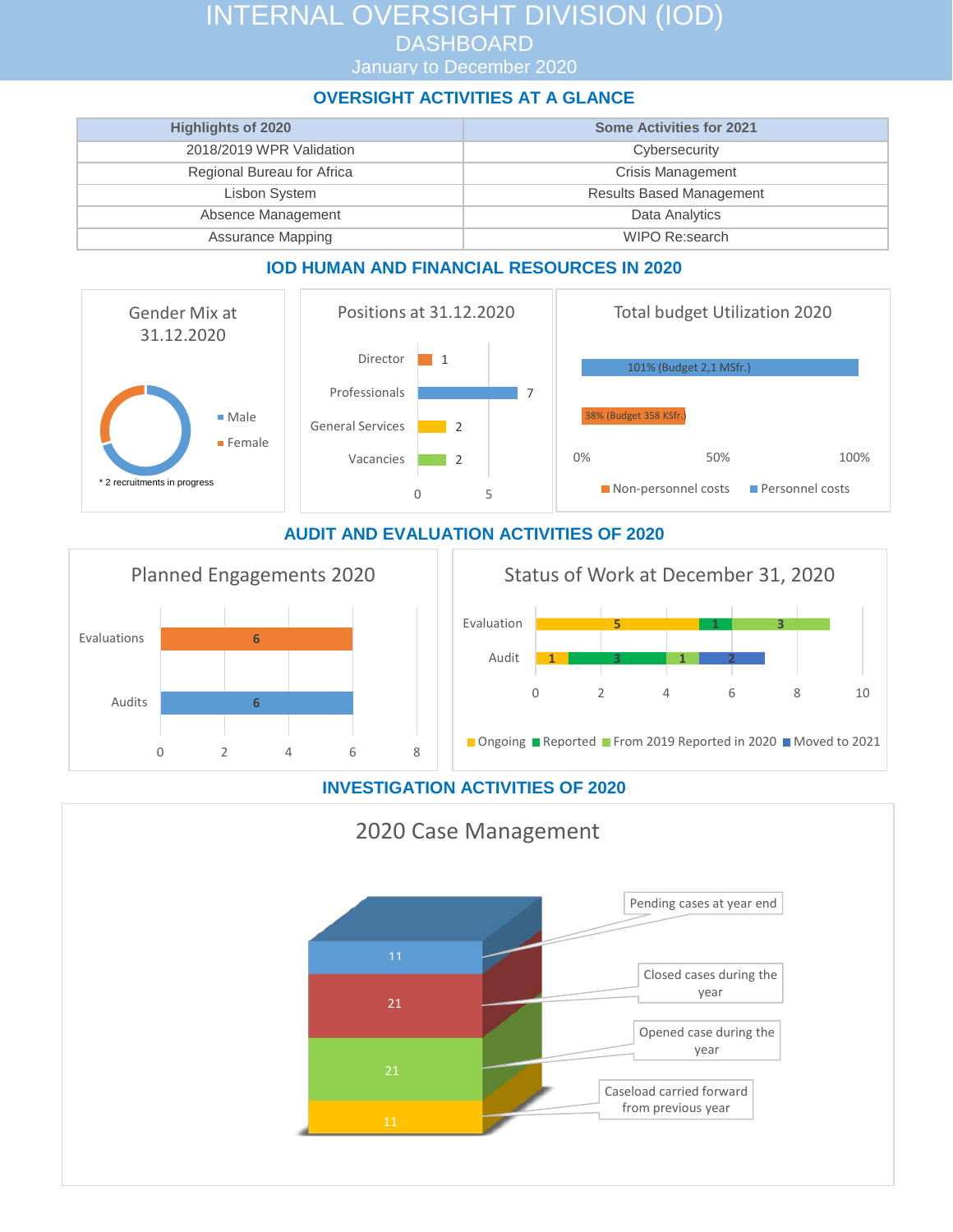# INTERNAL OVERSIGHT DIVISION (IOD)
## DASHBOARD
### January to December 2020

## OVERSIGHT ACTIVITIES AT A GLANCE

| Highlights of 2020 | Some Activities for 2021 |
|---|---|
| 2018/2019 WPR Validation | Cybersecurity |
| Regional Bureau for Africa | Crisis Management |
| Lisbon System | Results Based Management |
| Absence Management | Data Analytics |
| Assurance Mapping | WIPO Re:search |

## IOD HUMAN AND FINANCIAL RESOURCES IN 2020

### Gender Mix at 31.12.2020

- Male
- Female

* 2 recruitments in progress

### Positions at 31.12.2020

| Position | Number |
|---|---|
| Director | 1 |
| Professionals | 7 |
| General Services | 2 |
| Vacancies | 2 |

### Total budget Utilization 2020

| Cost type | Utilization |
|---|---|
| Personnel costs | 101% (Budget 2,1 MSfr.) |
| Non-personnel costs | 38% (Budget 358 KSfr.) |

## AUDIT AND EVALUATION ACTIVITIES OF 2020

### Planned Engagements 2020

| Type | Number |
|---|---|
| Evaluations | 6 |
| Audits | 6 |

### Status of Work at December 31, 2020

| Type | Ongoing | Reported | From 2019 Reported in 2020 | Moved to 2021 |
|---|---|---|---|---|
| Evaluation | 5 | 1 | 3 | |
| Audit | 1 | 3 | 1 | 2 |

## INVESTIGATION ACTIVITIES OF 2020

### 2020 Case Management

| Category | Number |
|---|---|
| Pending cases at year end | 11 |
| Closed cases during the year | 21 |
| Opened case during the year | 21 |
| Caseload carried forward from previous year | 11 |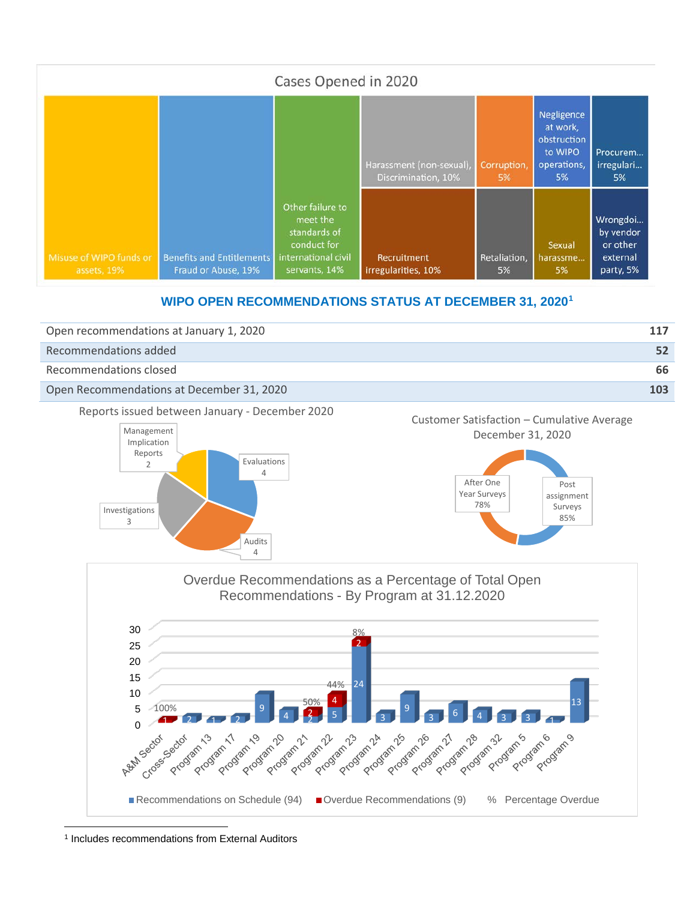Cases Opened in 2020

Misuse of WIPO funds or assets, 19%
Benefits and Entitlements Fraud or Abuse, 19%
Other failure to meet the standards of conduct for international civil servants, 14%
Harassment (non-sexual), Discrimination, 10%
Recruitment irregularities, 10%
Corruption, 5%
Retaliation, 5%
Negligence at work, obstruction to WIPO operations, 5%
Sexual harassme... 5%
Procurem... irregulari... 5%
Wrongdoi... by vendor or other external party, 5%

## WIPO OPEN RECOMMENDATIONS STATUS AT DECEMBER 31, 2020[1]

| | |
|---|---|
| Open recommendations at January 1, 2020 | 117 |
| Recommendations added | 52 |
| Recommendations closed | 66 |
| Open Recommendations at December 31, 2020 | 103 |

Reports issued between January - December 2020

Management Implication Reports 2
Evaluations 4
Investigations 3
Audits 4

Customer Satisfaction – Cumulative Average December 31, 2020

After One Year Surveys 78%
Post assignment Surveys 85%

Overdue Recommendations as a Percentage of Total Open Recommendations - By Program at 31.12.2020

30
25
20
15
10
5
0

100%, 1, 2, 1, 2, 9, 4, 50%, 2, 2, 44%, 4, 5, 8%, 2, 24, 3, 9, 3, 6, 4, 3, 3, 1, 13

A&M Sector, Cross-Sector, Program 13, Program 17, Program 19, Program 20, Program 21, Program 22, Program 23, Program 24, Program 25, Program 26, Program 27, Program 28, Program 32, Program 5, Program 6, Program 9

Recommendations on Schedule (94) Overdue Recommendations (9) % Percentage Overdue

[1] Includes recommendations from External Auditors